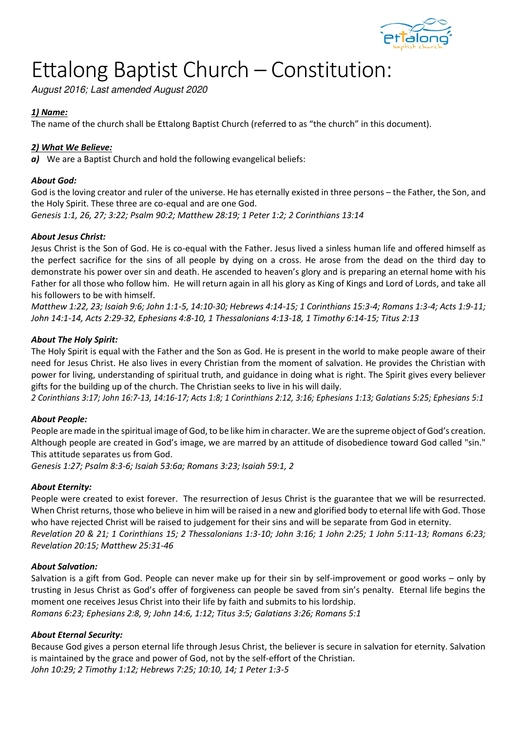# Ettalong Baptist Church – Constitution:

*August 2016; Last amended August 2020*

### ***1) Name:***

The name of the church shall be Ettalong Baptist Church (referred to as "the church" in this document).

### ***2) What We Believe:***

***a)*** We are a Baptist Church and hold the following evangelical beliefs:

#### ***About God:***

God is the loving creator and ruler of the universe. He has eternally existed in three persons – the Father, the Son, and the Holy Spirit. These three are co-equal and are one God.

*Genesis 1:1, 26, 27; 3:22; Psalm 90:2; Matthew 28:19; 1 Peter 1:2; 2 Corinthians 13:14*

#### ***About Jesus Christ:***

Jesus Christ is the Son of God. He is co-equal with the Father. Jesus lived a sinless human life and offered himself as the perfect sacrifice for the sins of all people by dying on a cross. He arose from the dead on the third day to demonstrate his power over sin and death. He ascended to heaven's glory and is preparing an eternal home with his Father for all those who follow him. He will return again in all his glory as King of Kings and Lord of Lords, and take all his followers to be with himself.

*Matthew 1:22, 23; Isaiah 9:6; John 1:1-5, 14:10-30; Hebrews 4:14-15; 1 Corinthians 15:3-4; Romans 1:3-4; Acts 1:9-11; John 14:1-14, Acts 2:29-32, Ephesians 4:8-10, 1 Thessalonians 4:13-18, 1 Timothy 6:14-15; Titus 2:13*

#### ***About The Holy Spirit:***

The Holy Spirit is equal with the Father and the Son as God. He is present in the world to make people aware of their need for Jesus Christ. He also lives in every Christian from the moment of salvation. He provides the Christian with power for living, understanding of spiritual truth, and guidance in doing what is right. The Spirit gives every believer gifts for the building up of the church. The Christian seeks to live in his will daily.

*2 Corinthians 3:17; John 16:7-13, 14:16-17; Acts 1:8; 1 Corinthians 2:12, 3:16; Ephesians 1:13; Galatians 5:25; Ephesians 5:1*

#### ***About People:***

People are made in the spiritual image of God, to be like him in character. We are the supreme object of God's creation. Although people are created in God's image, we are marred by an attitude of disobedience toward God called "sin." This attitude separates us from God.

*Genesis 1:27; Psalm 8:3-6; Isaiah 53:6a; Romans 3:23; Isaiah 59:1, 2*

#### ***About Eternity:***

People were created to exist forever. The resurrection of Jesus Christ is the guarantee that we will be resurrected. When Christ returns, those who believe in him will be raised in a new and glorified body to eternal life with God. Those who have rejected Christ will be raised to judgement for their sins and will be separate from God in eternity.

*Revelation 20 & 21; 1 Corinthians 15; 2 Thessalonians 1:3-10; John 3:16; 1 John 2:25; 1 John 5:11-13; Romans 6:23; Revelation 20:15; Matthew 25:31-46*

#### ***About Salvation:***

Salvation is a gift from God. People can never make up for their sin by self-improvement or good works – only by trusting in Jesus Christ as God's offer of forgiveness can people be saved from sin's penalty. Eternal life begins the moment one receives Jesus Christ into their life by faith and submits to his lordship.

*Romans 6:23; Ephesians 2:8, 9; John 14:6, 1:12; Titus 3:5; Galatians 3:26; Romans 5:1*

#### ***About Eternal Security:***

Because God gives a person eternal life through Jesus Christ, the believer is secure in salvation for eternity. Salvation is maintained by the grace and power of God, not by the self-effort of the Christian.

*John 10:29; 2 Timothy 1:12; Hebrews 7:25; 10:10, 14; 1 Peter 1:3-5*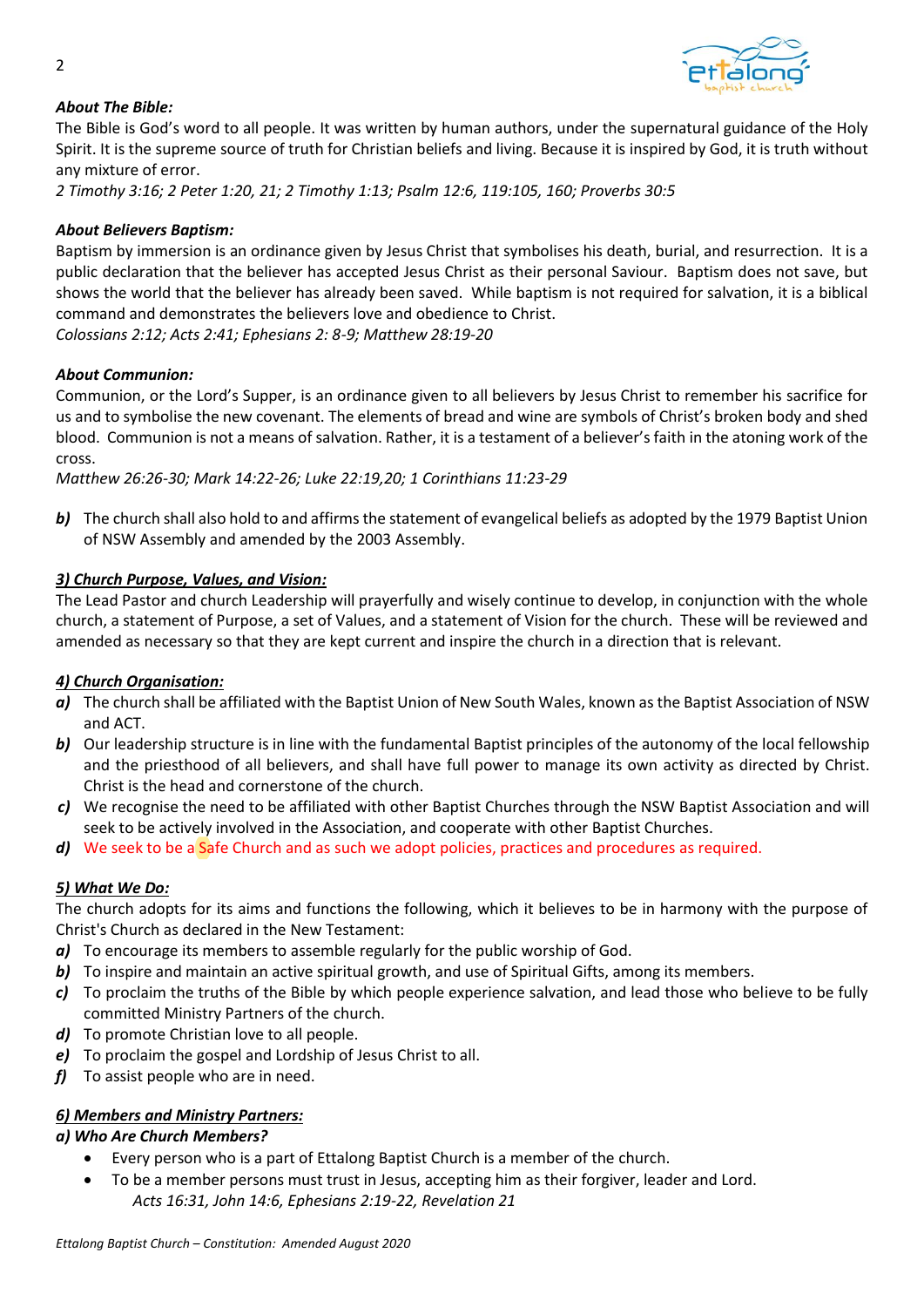***About The Bible:***

The Bible is God's word to all people. It was written by human authors, under the supernatural guidance of the Holy Spirit. It is the supreme source of truth for Christian beliefs and living. Because it is inspired by God, it is truth without any mixture of error.

*2 Timothy 3:16; 2 Peter 1:20, 21; 2 Timothy 1:13; Psalm 12:6, 119:105, 160; Proverbs 30:5*

***About Believers Baptism:***

Baptism by immersion is an ordinance given by Jesus Christ that symbolises his death, burial, and resurrection. It is a public declaration that the believer has accepted Jesus Christ as their personal Saviour. Baptism does not save, but shows the world that the believer has already been saved. While baptism is not required for salvation, it is a biblical command and demonstrates the believers love and obedience to Christ.

*Colossians 2:12; Acts 2:41; Ephesians 2: 8-9; Matthew 28:19-20*

***About Communion:***

Communion, or the Lord's Supper, is an ordinance given to all believers by Jesus Christ to remember his sacrifice for us and to symbolise the new covenant. The elements of bread and wine are symbols of Christ's broken body and shed blood. Communion is not a means of salvation. Rather, it is a testament of a believer's faith in the atoning work of the cross.

*Matthew 26:26-30; Mark 14:22-26; Luke 22:19,20; 1 Corinthians 11:23-29*

***b)*** The church shall also hold to and affirms the statement of evangelical beliefs as adopted by the 1979 Baptist Union of NSW Assembly and amended by the 2003 Assembly.

## ***3) Church Purpose, Values, and Vision:***

The Lead Pastor and church Leadership will prayerfully and wisely continue to develop, in conjunction with the whole church, a statement of Purpose, a set of Values, and a statement of Vision for the church. These will be reviewed and amended as necessary so that they are kept current and inspire the church in a direction that is relevant.

## ***4) Church Organisation:***

***a)*** The church shall be affiliated with the Baptist Union of New South Wales, known as the Baptist Association of NSW and ACT.

***b)*** Our leadership structure is in line with the fundamental Baptist principles of the autonomy of the local fellowship and the priesthood of all believers, and shall have full power to manage its own activity as directed by Christ. Christ is the head and cornerstone of the church.

***c)*** We recognise the need to be affiliated with other Baptist Churches through the NSW Baptist Association and will seek to be actively involved in the Association, and cooperate with other Baptist Churches.

***d)*** We seek to be a Safe Church and as such we adopt policies, practices and procedures as required.

## ***5) What We Do:***

The church adopts for its aims and functions the following, which it believes to be in harmony with the purpose of Christ's Church as declared in the New Testament:

***a)*** To encourage its members to assemble regularly for the public worship of God.

***b)*** To inspire and maintain an active spiritual growth, and use of Spiritual Gifts, among its members.

***c)*** To proclaim the truths of the Bible by which people experience salvation, and lead those who believe to be fully committed Ministry Partners of the church.

***d)*** To promote Christian love to all people.

***e)*** To proclaim the gospel and Lordship of Jesus Christ to all.

***f)*** To assist people who are in need.

## ***6) Members and Ministry Partners:***

### ***a) Who Are Church Members?***

- Every person who is a part of Ettalong Baptist Church is a member of the church.
- To be a member persons must trust in Jesus, accepting him as their forgiver, leader and Lord.
  *Acts 16:31, John 14:6, Ephesians 2:19-22, Revelation 21*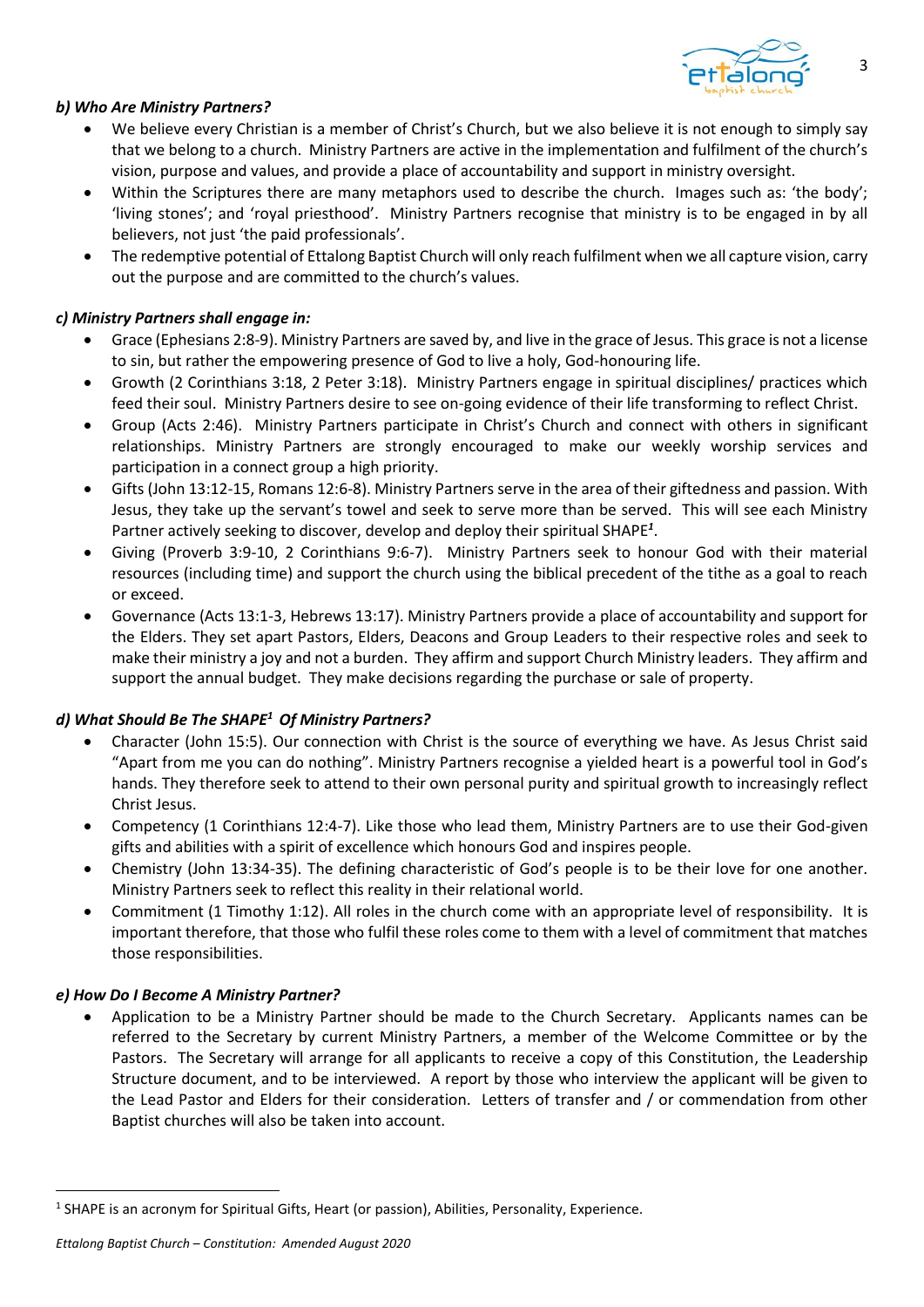### *b) Who Are Ministry Partners?*

- We believe every Christian is a member of Christ's Church, but we also believe it is not enough to simply say that we belong to a church. Ministry Partners are active in the implementation and fulfilment of the church's vision, purpose and values, and provide a place of accountability and support in ministry oversight.
- Within the Scriptures there are many metaphors used to describe the church. Images such as: 'the body'; 'living stones'; and 'royal priesthood'. Ministry Partners recognise that ministry is to be engaged in by all believers, not just 'the paid professionals'.
- The redemptive potential of Ettalong Baptist Church will only reach fulfilment when we all capture vision, carry out the purpose and are committed to the church's values.

### *c) Ministry Partners shall engage in:*

- Grace (Ephesians 2:8-9). Ministry Partners are saved by, and live in the grace of Jesus. This grace is not a license to sin, but rather the empowering presence of God to live a holy, God-honouring life.
- Growth (2 Corinthians 3:18, 2 Peter 3:18). Ministry Partners engage in spiritual disciplines/ practices which feed their soul. Ministry Partners desire to see on-going evidence of their life transforming to reflect Christ.
- Group (Acts 2:46). Ministry Partners participate in Christ's Church and connect with others in significant relationships. Ministry Partners are strongly encouraged to make our weekly worship services and participation in a connect group a high priority.
- Gifts (John 13:12-15, Romans 12:6-8). Ministry Partners serve in the area of their giftedness and passion. With Jesus, they take up the servant's towel and seek to serve more than be served. This will see each Ministry Partner actively seeking to discover, develop and deploy their spiritual SHAPE[1].
- Giving (Proverb 3:9-10, 2 Corinthians 9:6-7). Ministry Partners seek to honour God with their material resources (including time) and support the church using the biblical precedent of the tithe as a goal to reach or exceed.
- Governance (Acts 13:1-3, Hebrews 13:17). Ministry Partners provide a place of accountability and support for the Elders. They set apart Pastors, Elders, Deacons and Group Leaders to their respective roles and seek to make their ministry a joy and not a burden. They affirm and support Church Ministry leaders. They affirm and support the annual budget. They make decisions regarding the purchase or sale of property.

### *d) What Should Be The SHAPE[1] Of Ministry Partners?*

- Character (John 15:5). Our connection with Christ is the source of everything we have. As Jesus Christ said "Apart from me you can do nothing". Ministry Partners recognise a yielded heart is a powerful tool in God's hands. They therefore seek to attend to their own personal purity and spiritual growth to increasingly reflect Christ Jesus.
- Competency (1 Corinthians 12:4-7). Like those who lead them, Ministry Partners are to use their God-given gifts and abilities with a spirit of excellence which honours God and inspires people.
- Chemistry (John 13:34-35). The defining characteristic of God's people is to be their love for one another. Ministry Partners seek to reflect this reality in their relational world.
- Commitment (1 Timothy 1:12). All roles in the church come with an appropriate level of responsibility. It is important therefore, that those who fulfil these roles come to them with a level of commitment that matches those responsibilities.

### *e) How Do I Become A Ministry Partner?*

- Application to be a Ministry Partner should be made to the Church Secretary. Applicants names can be referred to the Secretary by current Ministry Partners, a member of the Welcome Committee or by the Pastors. The Secretary will arrange for all applicants to receive a copy of this Constitution, the Leadership Structure document, and to be interviewed. A report by those who interview the applicant will be given to the Lead Pastor and Elders for their consideration. Letters of transfer and / or commendation from other Baptist churches will also be taken into account.

---

[1] SHAPE is an acronym for Spiritual Gifts, Heart (or passion), Abilities, Personality, Experience.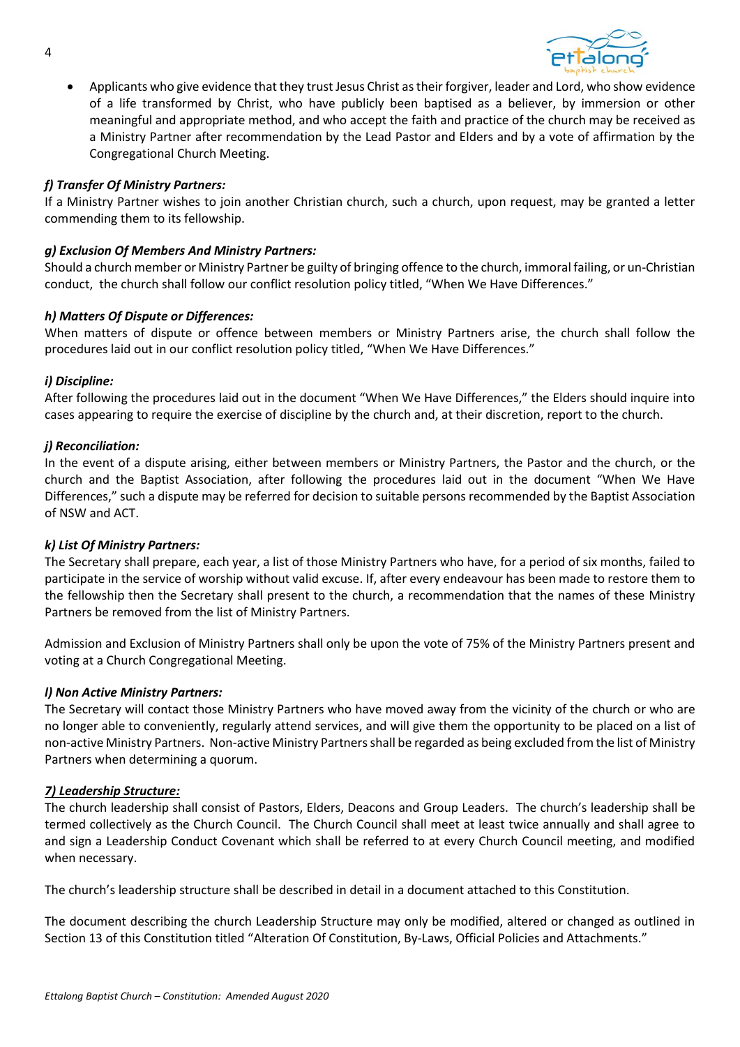- Applicants who give evidence that they trust Jesus Christ as their forgiver, leader and Lord, who show evidence of a life transformed by Christ, who have publicly been baptised as a believer, by immersion or other meaningful and appropriate method, and who accept the faith and practice of the church may be received as a Ministry Partner after recommendation by the Lead Pastor and Elders and by a vote of affirmation by the Congregational Church Meeting.

***f) Transfer Of Ministry Partners:***

If a Ministry Partner wishes to join another Christian church, such a church, upon request, may be granted a letter commending them to its fellowship.

***g) Exclusion Of Members And Ministry Partners:***

Should a church member or Ministry Partner be guilty of bringing offence to the church, immoral failing, or un-Christian conduct, the church shall follow our conflict resolution policy titled, "When We Have Differences."

***h) Matters Of Dispute or Differences:***

When matters of dispute or offence between members or Ministry Partners arise, the church shall follow the procedures laid out in our conflict resolution policy titled, "When We Have Differences."

***i) Discipline:***

After following the procedures laid out in the document "When We Have Differences," the Elders should inquire into cases appearing to require the exercise of discipline by the church and, at their discretion, report to the church.

***j) Reconciliation:***

In the event of a dispute arising, either between members or Ministry Partners, the Pastor and the church, or the church and the Baptist Association, after following the procedures laid out in the document "When We Have Differences," such a dispute may be referred for decision to suitable persons recommended by the Baptist Association of NSW and ACT.

***k) List Of Ministry Partners:***

The Secretary shall prepare, each year, a list of those Ministry Partners who have, for a period of six months, failed to participate in the service of worship without valid excuse. If, after every endeavour has been made to restore them to the fellowship then the Secretary shall present to the church, a recommendation that the names of these Ministry Partners be removed from the list of Ministry Partners.

Admission and Exclusion of Ministry Partners shall only be upon the vote of 75% of the Ministry Partners present and voting at a Church Congregational Meeting.

***l) Non Active Ministry Partners:***

The Secretary will contact those Ministry Partners who have moved away from the vicinity of the church or who are no longer able to conveniently, regularly attend services, and will give them the opportunity to be placed on a list of non-active Ministry Partners. Non-active Ministry Partners shall be regarded as being excluded from the list of Ministry Partners when determining a quorum.

## ***7) Leadership Structure:***

The church leadership shall consist of Pastors, Elders, Deacons and Group Leaders. The church's leadership shall be termed collectively as the Church Council. The Church Council shall meet at least twice annually and shall agree to and sign a Leadership Conduct Covenant which shall be referred to at every Church Council meeting, and modified when necessary.

The church's leadership structure shall be described in detail in a document attached to this Constitution.

The document describing the church Leadership Structure may only be modified, altered or changed as outlined in Section 13 of this Constitution titled "Alteration Of Constitution, By-Laws, Official Policies and Attachments."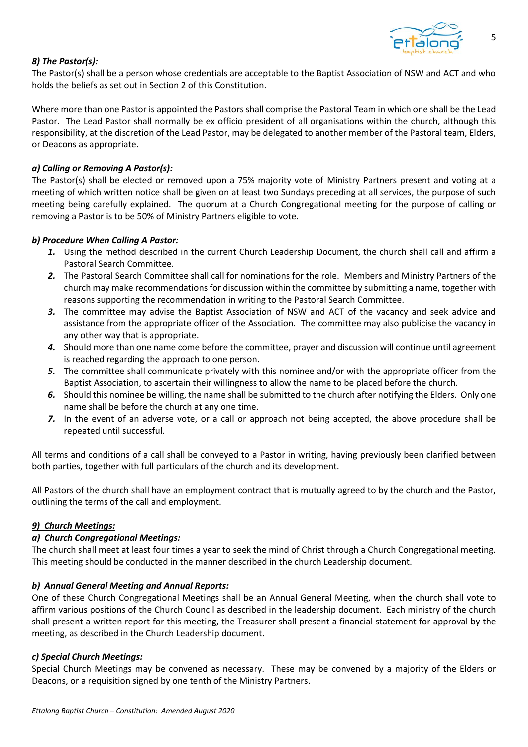### *8) The Pastor(s):*

The Pastor(s) shall be a person whose credentials are acceptable to the Baptist Association of NSW and ACT and who holds the beliefs as set out in Section 2 of this Constitution.

Where more than one Pastor is appointed the Pastors shall comprise the Pastoral Team in which one shall be the Lead Pastor. The Lead Pastor shall normally be ex officio president of all organisations within the church, although this responsibility, at the discretion of the Lead Pastor, may be delegated to another member of the Pastoral team, Elders, or Deacons as appropriate.

#### *a) Calling or Removing A Pastor(s):*

The Pastor(s) shall be elected or removed upon a 75% majority vote of Ministry Partners present and voting at a meeting of which written notice shall be given on at least two Sundays preceding at all services, the purpose of such meeting being carefully explained. The quorum at a Church Congregational meeting for the purpose of calling or removing a Pastor is to be 50% of Ministry Partners eligible to vote.

#### *b) Procedure When Calling A Pastor:*

1. Using the method described in the current Church Leadership Document, the church shall call and affirm a Pastoral Search Committee.
2. The Pastoral Search Committee shall call for nominations for the role. Members and Ministry Partners of the church may make recommendations for discussion within the committee by submitting a name, together with reasons supporting the recommendation in writing to the Pastoral Search Committee.
3. The committee may advise the Baptist Association of NSW and ACT of the vacancy and seek advice and assistance from the appropriate officer of the Association. The committee may also publicise the vacancy in any other way that is appropriate.
4. Should more than one name come before the committee, prayer and discussion will continue until agreement is reached regarding the approach to one person.
5. The committee shall communicate privately with this nominee and/or with the appropriate officer from the Baptist Association, to ascertain their willingness to allow the name to be placed before the church.
6. Should this nominee be willing, the name shall be submitted to the church after notifying the Elders. Only one name shall be before the church at any one time.
7. In the event of an adverse vote, or a call or approach not being accepted, the above procedure shall be repeated until successful.

All terms and conditions of a call shall be conveyed to a Pastor in writing, having previously been clarified between both parties, together with full particulars of the church and its development.

All Pastors of the church shall have an employment contract that is mutually agreed to by the church and the Pastor, outlining the terms of the call and employment.

### *9) Church Meetings:*

#### *a) Church Congregational Meetings:*

The church shall meet at least four times a year to seek the mind of Christ through a Church Congregational meeting. This meeting should be conducted in the manner described in the church Leadership document.

#### *b) Annual General Meeting and Annual Reports:*

One of these Church Congregational Meetings shall be an Annual General Meeting, when the church shall vote to affirm various positions of the Church Council as described in the leadership document. Each ministry of the church shall present a written report for this meeting, the Treasurer shall present a financial statement for approval by the meeting, as described in the Church Leadership document.

#### *c) Special Church Meetings:*

Special Church Meetings may be convened as necessary. These may be convened by a majority of the Elders or Deacons, or a requisition signed by one tenth of the Ministry Partners.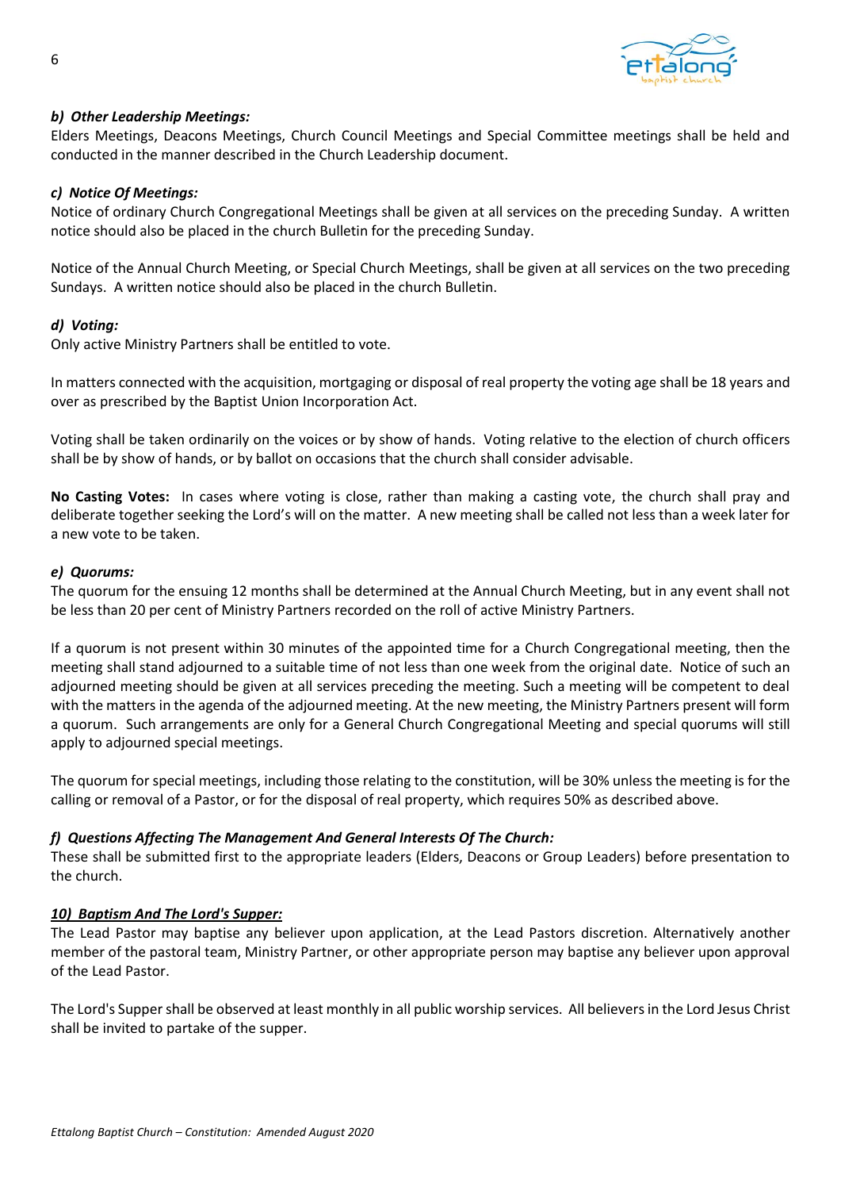***b) Other Leadership Meetings:***

Elders Meetings, Deacons Meetings, Church Council Meetings and Special Committee meetings shall be held and conducted in the manner described in the Church Leadership document.

***c) Notice Of Meetings:***

Notice of ordinary Church Congregational Meetings shall be given at all services on the preceding Sunday. A written notice should also be placed in the church Bulletin for the preceding Sunday.

Notice of the Annual Church Meeting, or Special Church Meetings, shall be given at all services on the two preceding Sundays. A written notice should also be placed in the church Bulletin.

***d) Voting:***

Only active Ministry Partners shall be entitled to vote.

In matters connected with the acquisition, mortgaging or disposal of real property the voting age shall be 18 years and over as prescribed by the Baptist Union Incorporation Act.

Voting shall be taken ordinarily on the voices or by show of hands. Voting relative to the election of church officers shall be by show of hands, or by ballot on occasions that the church shall consider advisable.

**No Casting Votes:** In cases where voting is close, rather than making a casting vote, the church shall pray and deliberate together seeking the Lord's will on the matter. A new meeting shall be called not less than a week later for a new vote to be taken.

***e) Quorums:***

The quorum for the ensuing 12 months shall be determined at the Annual Church Meeting, but in any event shall not be less than 20 per cent of Ministry Partners recorded on the roll of active Ministry Partners.

If a quorum is not present within 30 minutes of the appointed time for a Church Congregational meeting, then the meeting shall stand adjourned to a suitable time of not less than one week from the original date. Notice of such an adjourned meeting should be given at all services preceding the meeting. Such a meeting will be competent to deal with the matters in the agenda of the adjourned meeting. At the new meeting, the Ministry Partners present will form a quorum. Such arrangements are only for a General Church Congregational Meeting and special quorums will still apply to adjourned special meetings.

The quorum for special meetings, including those relating to the constitution, will be 30% unless the meeting is for the calling or removal of a Pastor, or for the disposal of real property, which requires 50% as described above.

***f) Questions Affecting The Management And General Interests Of The Church:***

These shall be submitted first to the appropriate leaders (Elders, Deacons or Group Leaders) before presentation to the church.

***10) Baptism And The Lord's Supper:***

The Lead Pastor may baptise any believer upon application, at the Lead Pastors discretion. Alternatively another member of the pastoral team, Ministry Partner, or other appropriate person may baptise any believer upon approval of the Lead Pastor.

The Lord's Supper shall be observed at least monthly in all public worship services. All believers in the Lord Jesus Christ shall be invited to partake of the supper.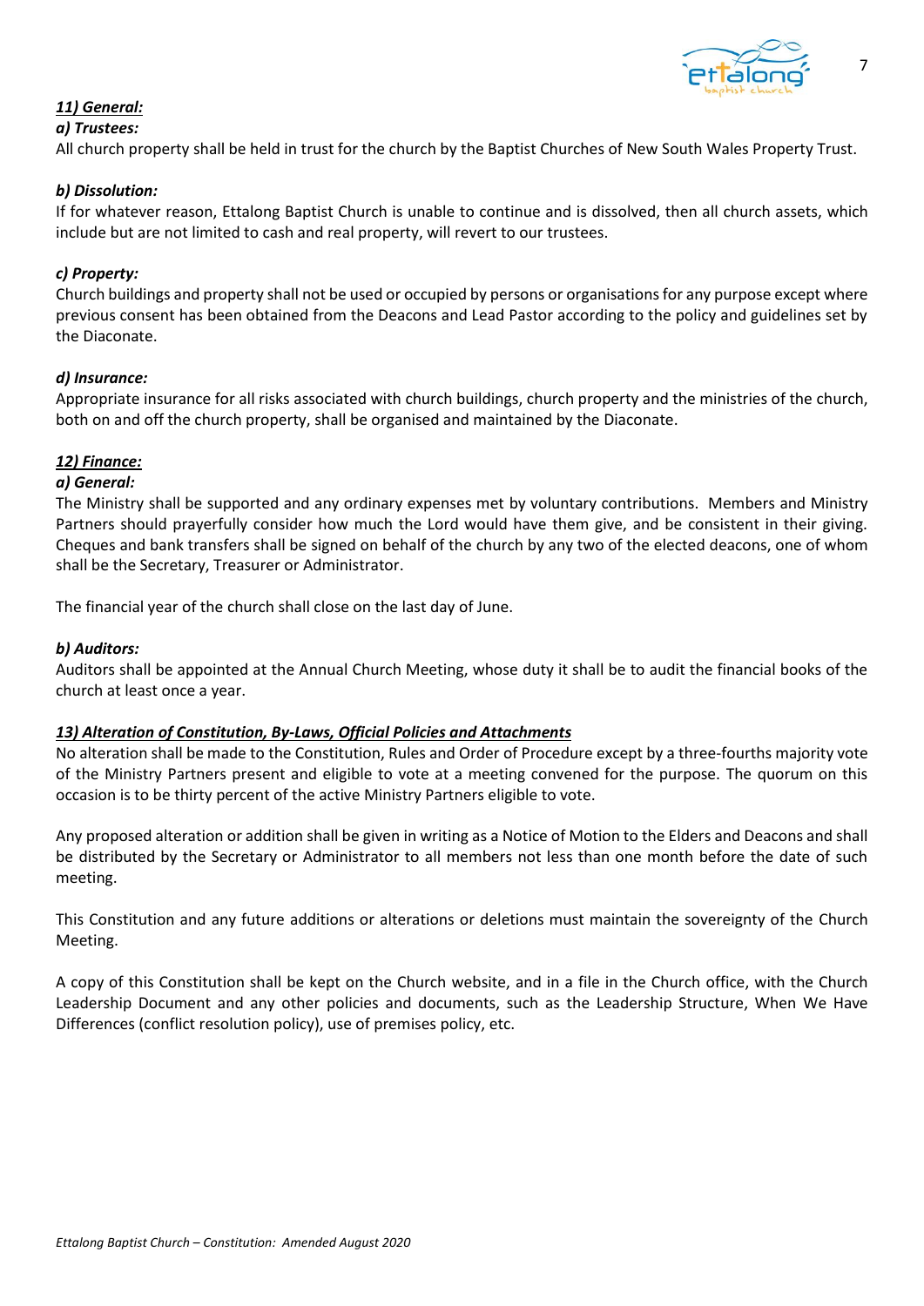## ***11) General:***

***a) Trustees:***

All church property shall be held in trust for the church by the Baptist Churches of New South Wales Property Trust.

***b) Dissolution:***

If for whatever reason, Ettalong Baptist Church is unable to continue and is dissolved, then all church assets, which include but are not limited to cash and real property, will revert to our trustees.

***c) Property:***

Church buildings and property shall not be used or occupied by persons or organisations for any purpose except where previous consent has been obtained from the Deacons and Lead Pastor according to the policy and guidelines set by the Diaconate.

***d) Insurance:***

Appropriate insurance for all risks associated with church buildings, church property and the ministries of the church, both on and off the church property, shall be organised and maintained by the Diaconate.

## ***12) Finance:***

***a) General:***

The Ministry shall be supported and any ordinary expenses met by voluntary contributions. Members and Ministry Partners should prayerfully consider how much the Lord would have them give, and be consistent in their giving. Cheques and bank transfers shall be signed on behalf of the church by any two of the elected deacons, one of whom shall be the Secretary, Treasurer or Administrator.

The financial year of the church shall close on the last day of June.

***b) Auditors:***

Auditors shall be appointed at the Annual Church Meeting, whose duty it shall be to audit the financial books of the church at least once a year.

## ***13) Alteration of Constitution, By-Laws, Official Policies and Attachments***

No alteration shall be made to the Constitution, Rules and Order of Procedure except by a three-fourths majority vote of the Ministry Partners present and eligible to vote at a meeting convened for the purpose. The quorum on this occasion is to be thirty percent of the active Ministry Partners eligible to vote.

Any proposed alteration or addition shall be given in writing as a Notice of Motion to the Elders and Deacons and shall be distributed by the Secretary or Administrator to all members not less than one month before the date of such meeting.

This Constitution and any future additions or alterations or deletions must maintain the sovereignty of the Church Meeting.

A copy of this Constitution shall be kept on the Church website, and in a file in the Church office, with the Church Leadership Document and any other policies and documents, such as the Leadership Structure, When We Have Differences (conflict resolution policy), use of premises policy, etc.